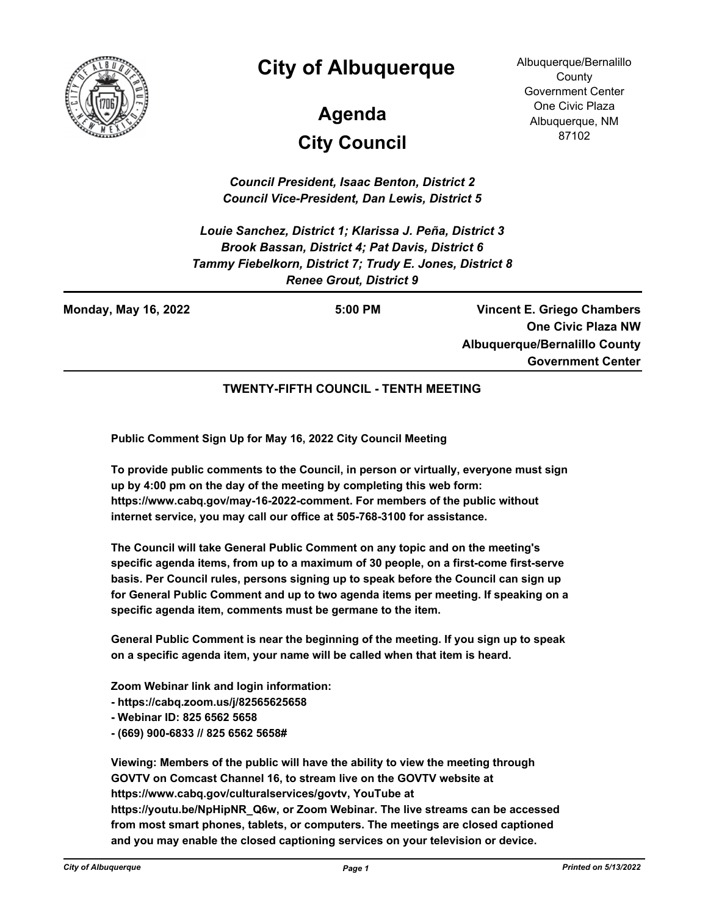# City of Albuquerque

## Agenda

## City Council

Albuquerque/Bernalillo County Government Center
One Civic Plaza
Albuquerque, NM 87102

*Council President, Isaac Benton, District 2*
*Council Vice-President, Dan Lewis, District 5*

*Louie Sanchez, District 1; Klarissa J. Peña, District 3*
*Brook Bassan, District 4; Pat Davis, District 6*
*Tammy Fiebelkorn, District 7; Trudy E. Jones, District 8*
*Renee Grout, District 9*

**Monday, May 16, 2022** | **5:00 PM** | **Vincent E. Griego Chambers One Civic Plaza NW Albuquerque/Bernalillo County Government Center**

### TWENTY-FIFTH COUNCIL - TENTH MEETING

**Public Comment Sign Up for May 16, 2022 City Council Meeting**

**To provide public comments to the Council, in person or virtually, everyone must sign up by 4:00 pm on the day of the meeting by completing this web form: https://www.cabq.gov/may-16-2022-comment. For members of the public without internet service, you may call our office at 505-768-3100 for assistance.**

**The Council will take General Public Comment on any topic and on the meeting's specific agenda items, from up to a maximum of 30 people, on a first-come first-serve basis. Per Council rules, persons signing up to speak before the Council can sign up for General Public Comment and up to two agenda items per meeting. If speaking on a specific agenda item, comments must be germane to the item.**

**General Public Comment is near the beginning of the meeting. If you sign up to speak on a specific agenda item, your name will be called when that item is heard.**

**Zoom Webinar link and login information:**
**- https://cabq.zoom.us/j/82565625658**
**- Webinar ID: 825 6562 5658**
**- (669) 900-6833 // 825 6562 5658#**

**Viewing: Members of the public will have the ability to view the meeting through GOVTV on Comcast Channel 16, to stream live on the GOVTV website at https://www.cabq.gov/culturalservices/govtv, YouTube at https://youtu.be/NpHipNR_Q6w, or Zoom Webinar. The live streams can be accessed from most smart phones, tablets, or computers. The meetings are closed captioned and you may enable the closed captioning services on your television or device.**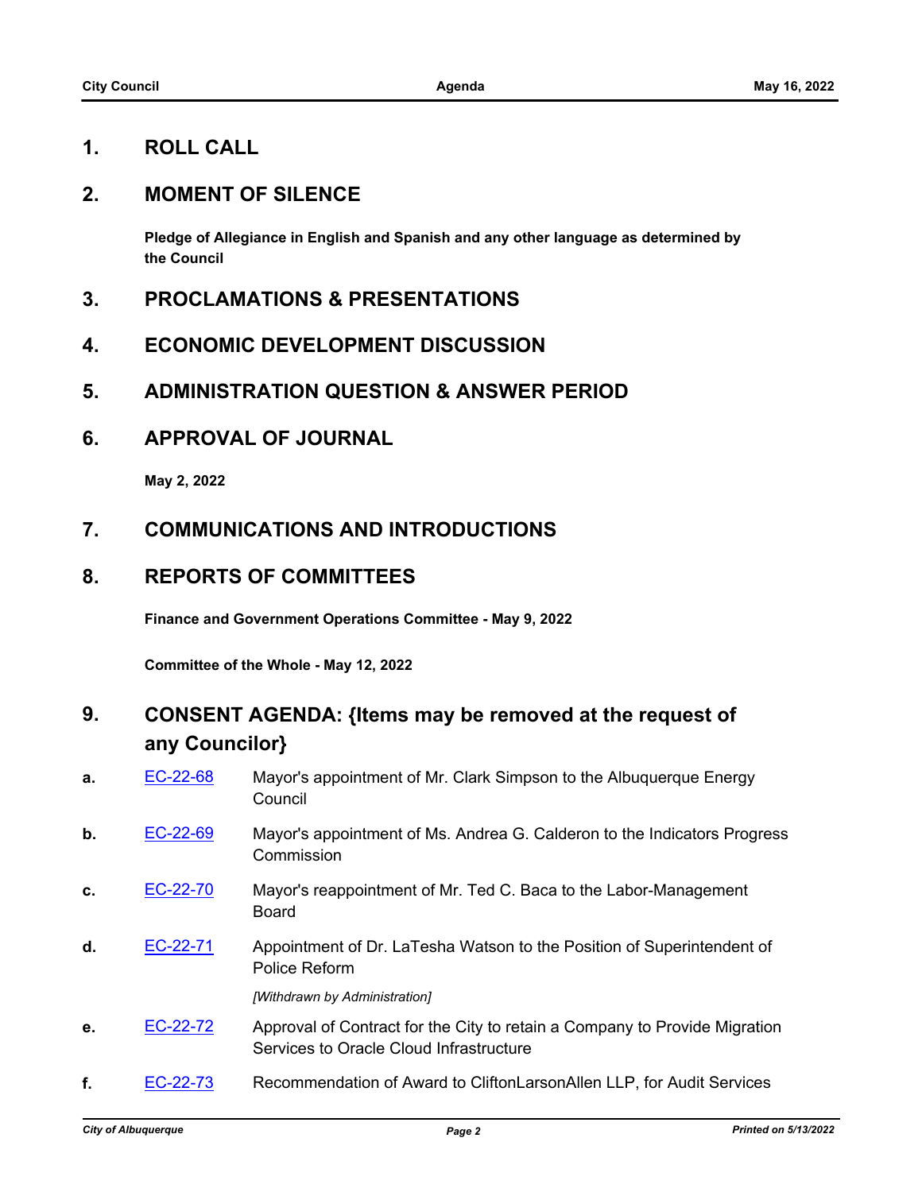## 1. ROLL CALL

## 2. MOMENT OF SILENCE

**Pledge of Allegiance in English and Spanish and any other language as determined by the Council**

## 3. PROCLAMATIONS & PRESENTATIONS

## 4. ECONOMIC DEVELOPMENT DISCUSSION

## 5. ADMINISTRATION QUESTION & ANSWER PERIOD

## 6. APPROVAL OF JOURNAL

**May 2, 2022**

## 7. COMMUNICATIONS AND INTRODUCTIONS

## 8. REPORTS OF COMMITTEES

**Finance and Government Operations Committee - May 9, 2022**

**Committee of the Whole - May 12, 2022**

## 9. CONSENT AGENDA: {Items may be removed at the request of any Councilor}

**a.** EC-22-68 Mayor's appointment of Mr. Clark Simpson to the Albuquerque Energy Council

**b.** EC-22-69 Mayor's appointment of Ms. Andrea G. Calderon to the Indicators Progress Commission

**c.** EC-22-70 Mayor's reappointment of Mr. Ted C. Baca to the Labor-Management Board

**d.** EC-22-71 Appointment of Dr. LaTesha Watson to the Position of Superintendent of Police Reform

*[Withdrawn by Administration]*

**e.** EC-22-72 Approval of Contract for the City to retain a Company to Provide Migration Services to Oracle Cloud Infrastructure

**f.** EC-22-73 Recommendation of Award to CliftonLarsonAllen LLP, for Audit Services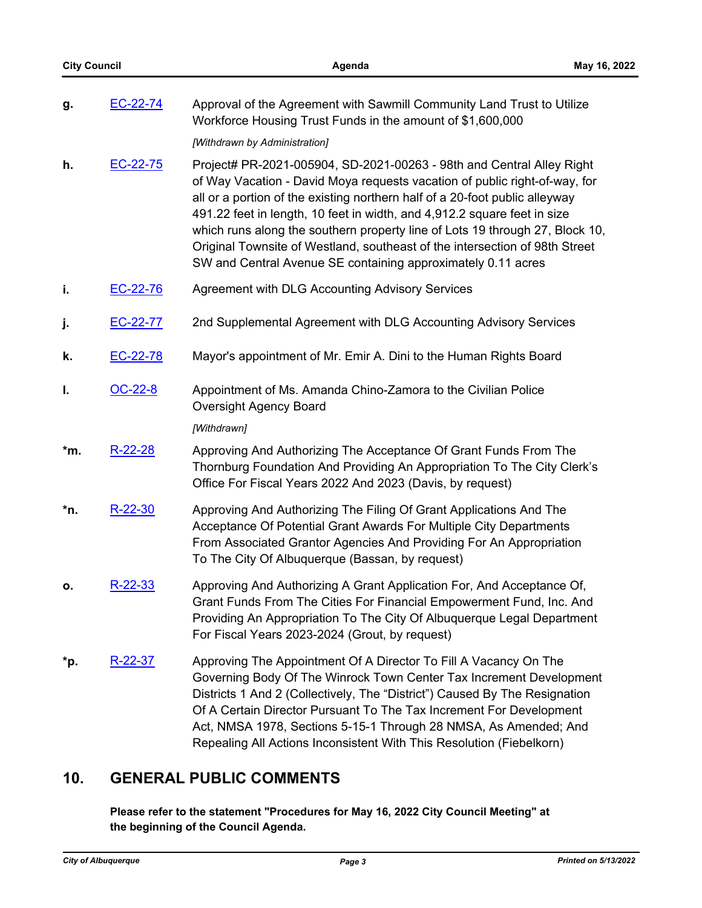**g.** EC-22-74 Approval of the Agreement with Sawmill Community Land Trust to Utilize Workforce Housing Trust Funds in the amount of $1,600,000

*[Withdrawn by Administration]*

**h.** EC-22-75 Project# PR-2021-005904, SD-2021-00263 - 98th and Central Alley Right of Way Vacation - David Moya requests vacation of public right-of-way, for all or a portion of the existing northern half of a 20-foot public alleyway 491.22 feet in length, 10 feet in width, and 4,912.2 square feet in size which runs along the southern property line of Lots 19 through 27, Block 10, Original Townsite of Westland, southeast of the intersection of 98th Street SW and Central Avenue SE containing approximately 0.11 acres

**i.** EC-22-76 Agreement with DLG Accounting Advisory Services

**j.** EC-22-77 2nd Supplemental Agreement with DLG Accounting Advisory Services

**k.** EC-22-78 Mayor's appointment of Mr. Emir A. Dini to the Human Rights Board

**l.** OC-22-8 Appointment of Ms. Amanda Chino-Zamora to the Civilian Police Oversight Agency Board

*[Withdrawn]*

***m.** R-22-28 Approving And Authorizing The Acceptance Of Grant Funds From The Thornburg Foundation And Providing An Appropriation To The City Clerk's Office For Fiscal Years 2022 And 2023 (Davis, by request)

***n.** R-22-30 Approving And Authorizing The Filing Of Grant Applications And The Acceptance Of Potential Grant Awards For Multiple City Departments From Associated Grantor Agencies And Providing For An Appropriation To The City Of Albuquerque (Bassan, by request)

**o.** R-22-33 Approving And Authorizing A Grant Application For, And Acceptance Of, Grant Funds From The Cities For Financial Empowerment Fund, Inc. And Providing An Appropriation To The City Of Albuquerque Legal Department For Fiscal Years 2023-2024 (Grout, by request)

***p.** R-22-37 Approving The Appointment Of A Director To Fill A Vacancy On The Governing Body Of The Winrock Town Center Tax Increment Development Districts 1 And 2 (Collectively, The "District") Caused By The Resignation Of A Certain Director Pursuant To The Tax Increment For Development Act, NMSA 1978, Sections 5-15-1 Through 28 NMSA, As Amended; And Repealing All Actions Inconsistent With This Resolution (Fiebelkorn)

## 10. GENERAL PUBLIC COMMENTS

**Please refer to the statement "Procedures for May 16, 2022 City Council Meeting" at the beginning of the Council Agenda.**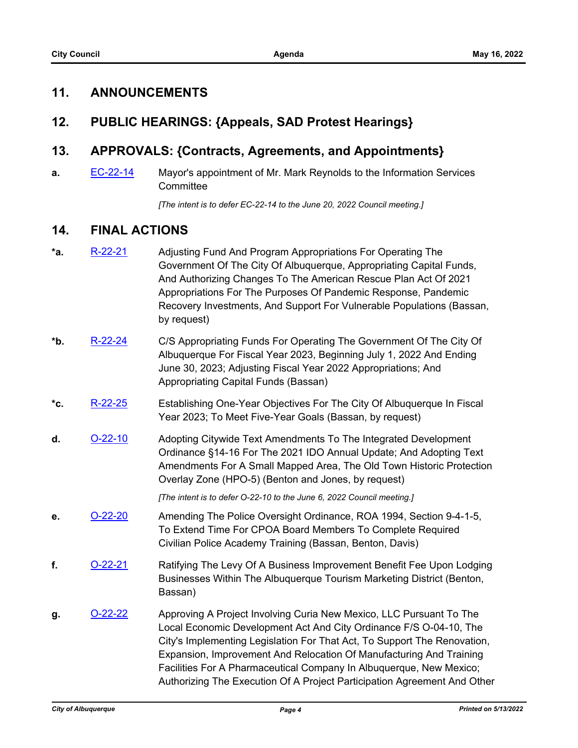## 11. ANNOUNCEMENTS

## 12. PUBLIC HEARINGS: {Appeals, SAD Protest Hearings}

## 13. APPROVALS: {Contracts, Agreements, and Appointments}

**a.** EC-22-14 Mayor's appointment of Mr. Mark Reynolds to the Information Services Committee

*[The intent is to defer EC-22-14 to the June 20, 2022 Council meeting.]*

## 14. FINAL ACTIONS

***a.** R-22-21 Adjusting Fund And Program Appropriations For Operating The Government Of The City Of Albuquerque, Appropriating Capital Funds, And Authorizing Changes To The American Rescue Plan Act Of 2021 Appropriations For The Purposes Of Pandemic Response, Pandemic Recovery Investments, And Support For Vulnerable Populations (Bassan, by request)

***b.** R-22-24 C/S Appropriating Funds For Operating The Government Of The City Of Albuquerque For Fiscal Year 2023, Beginning July 1, 2022 And Ending June 30, 2023; Adjusting Fiscal Year 2022 Appropriations; And Appropriating Capital Funds (Bassan)

***c.** R-22-25 Establishing One-Year Objectives For The City Of Albuquerque In Fiscal Year 2023; To Meet Five-Year Goals (Bassan, by request)

**d.** O-22-10 Adopting Citywide Text Amendments To The Integrated Development Ordinance §14-16 For The 2021 IDO Annual Update; And Adopting Text Amendments For A Small Mapped Area, The Old Town Historic Protection Overlay Zone (HPO-5) (Benton and Jones, by request)

*[The intent is to defer O-22-10 to the June 6, 2022 Council meeting.]*

**e.** O-22-20 Amending The Police Oversight Ordinance, ROA 1994, Section 9-4-1-5, To Extend Time For CPOA Board Members To Complete Required Civilian Police Academy Training (Bassan, Benton, Davis)

**f.** O-22-21 Ratifying The Levy Of A Business Improvement Benefit Fee Upon Lodging Businesses Within The Albuquerque Tourism Marketing District (Benton, Bassan)

**g.** O-22-22 Approving A Project Involving Curia New Mexico, LLC Pursuant To The Local Economic Development Act And City Ordinance F/S O-04-10, The City's Implementing Legislation For That Act, To Support The Renovation, Expansion, Improvement And Relocation Of Manufacturing And Training Facilities For A Pharmaceutical Company In Albuquerque, New Mexico; Authorizing The Execution Of A Project Participation Agreement And Other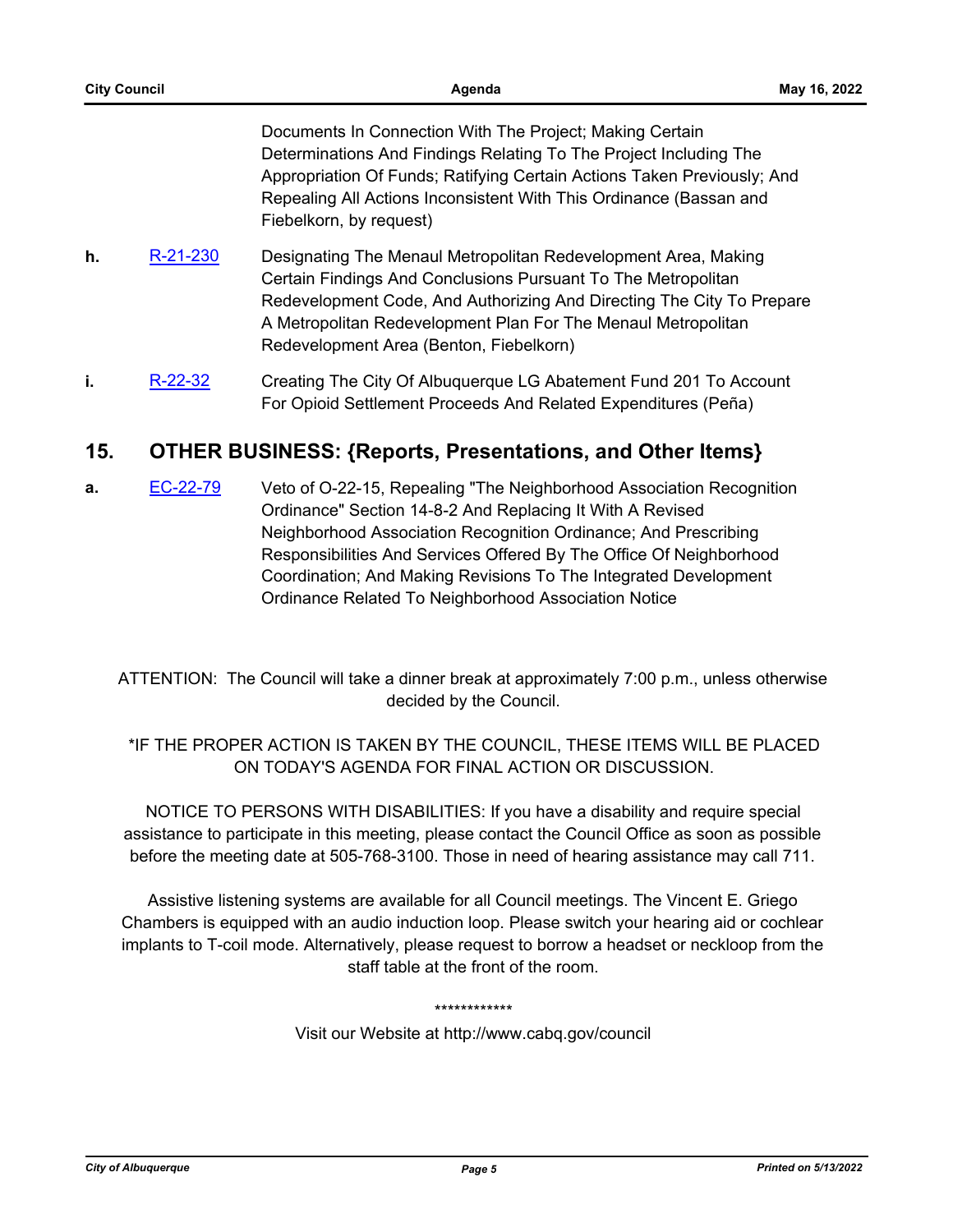Documents In Connection With The Project; Making Certain Determinations And Findings Relating To The Project Including The Appropriation Of Funds; Ratifying Certain Actions Taken Previously; And Repealing All Actions Inconsistent With This Ordinance (Bassan and Fiebelkorn, by request)

**h.** R-21-230 Designating The Menaul Metropolitan Redevelopment Area, Making Certain Findings And Conclusions Pursuant To The Metropolitan Redevelopment Code, And Authorizing And Directing The City To Prepare A Metropolitan Redevelopment Plan For The Menaul Metropolitan Redevelopment Area (Benton, Fiebelkorn)

**i.** R-22-32 Creating The City Of Albuquerque LG Abatement Fund 201 To Account For Opioid Settlement Proceeds And Related Expenditures (Peña)

## 15. OTHER BUSINESS: {Reports, Presentations, and Other Items}

**a.** EC-22-79 Veto of O-22-15, Repealing "The Neighborhood Association Recognition Ordinance" Section 14-8-2 And Replacing It With A Revised Neighborhood Association Recognition Ordinance; And Prescribing Responsibilities And Services Offered By The Office Of Neighborhood Coordination; And Making Revisions To The Integrated Development Ordinance Related To Neighborhood Association Notice

ATTENTION: The Council will take a dinner break at approximately 7:00 p.m., unless otherwise decided by the Council.

*IF THE PROPER ACTION IS TAKEN BY THE COUNCIL, THESE ITEMS WILL BE PLACED ON TODAY'S AGENDA FOR FINAL ACTION OR DISCUSSION.

NOTICE TO PERSONS WITH DISABILITIES: If you have a disability and require special assistance to participate in this meeting, please contact the Council Office as soon as possible before the meeting date at 505-768-3100. Those in need of hearing assistance may call 711.

Assistive listening systems are available for all Council meetings. The Vincent E. Griego Chambers is equipped with an audio induction loop. Please switch your hearing aid or cochlear implants to T-coil mode. Alternatively, please request to borrow a headset or neckloop from the staff table at the front of the room.

************

Visit our Website at http://www.cabq.gov/council